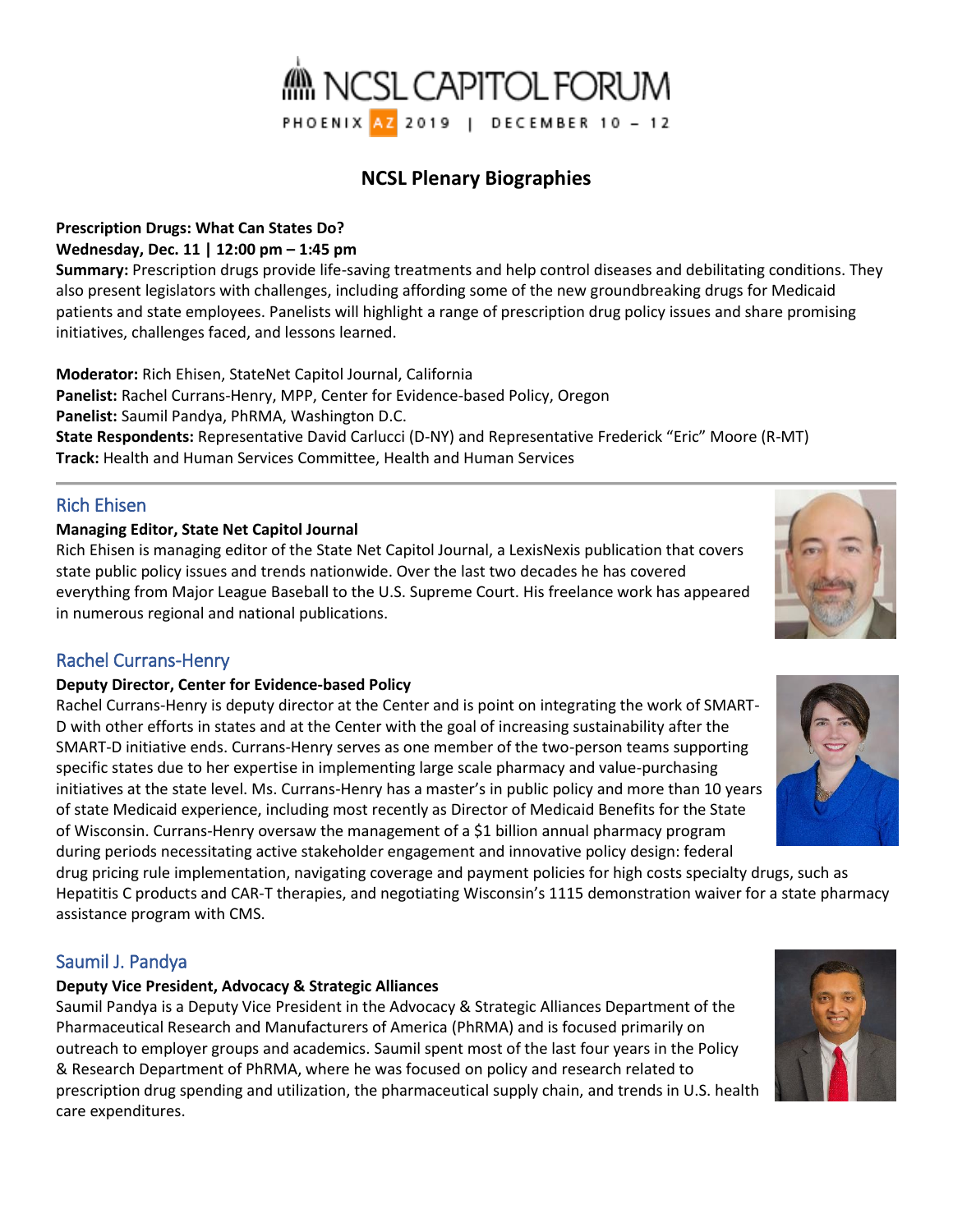NCSL CAPITOL FORUM

PHOENIX AZ 2019 | DECEMBER 10 – 12

# NCSL Plenary Biographies

**Prescription Drugs: What Can States Do?**
**Wednesday, Dec. 11 | 12:00 pm – 1:45 pm**
**Summary:** Prescription drugs provide life-saving treatments and help control diseases and debilitating conditions. They also present legislators with challenges, including affording some of the new groundbreaking drugs for Medicaid patients and state employees. Panelists will highlight a range of prescription drug policy issues and share promising initiatives, challenges faced, and lessons learned.

**Moderator:** Rich Ehisen, StateNet Capitol Journal, California
**Panelist:** Rachel Currans-Henry, MPP, Center for Evidence-based Policy, Oregon
**Panelist:** Saumil Pandya, PhRMA, Washington D.C.
**State Respondents:** Representative David Carlucci (D-NY) and Representative Frederick "Eric" Moore (R-MT)
**Track:** Health and Human Services Committee, Health and Human Services

---

## Rich Ehisen

**Managing Editor, State Net Capitol Journal**
Rich Ehisen is managing editor of the State Net Capitol Journal, a LexisNexis publication that covers state public policy issues and trends nationwide. Over the last two decades he has covered everything from Major League Baseball to the U.S. Supreme Court. His freelance work has appeared in numerous regional and national publications.

## Rachel Currans-Henry

**Deputy Director, Center for Evidence-based Policy**
Rachel Currans-Henry is deputy director at the Center and is point on integrating the work of SMART-D with other efforts in states and at the Center with the goal of increasing sustainability after the SMART-D initiative ends. Currans-Henry serves as one member of the two-person teams supporting specific states due to her expertise in implementing large scale pharmacy and value-purchasing initiatives at the state level. Ms. Currans-Henry has a master's in public policy and more than 10 years of state Medicaid experience, including most recently as Director of Medicaid Benefits for the State of Wisconsin. Currans-Henry oversaw the management of a $1 billion annual pharmacy program during periods necessitating active stakeholder engagement and innovative policy design: federal drug pricing rule implementation, navigating coverage and payment policies for high costs specialty drugs, such as Hepatitis C products and CAR-T therapies, and negotiating Wisconsin's 1115 demonstration waiver for a state pharmacy assistance program with CMS.

## Saumil J. Pandya

**Deputy Vice President, Advocacy & Strategic Alliances**
Saumil Pandya is a Deputy Vice President in the Advocacy & Strategic Alliances Department of the Pharmaceutical Research and Manufacturers of America (PhRMA) and is focused primarily on outreach to employer groups and academics. Saumil spent most of the last four years in the Policy & Research Department of PhRMA, where he was focused on policy and research related to prescription drug spending and utilization, the pharmaceutical supply chain, and trends in U.S. health care expenditures.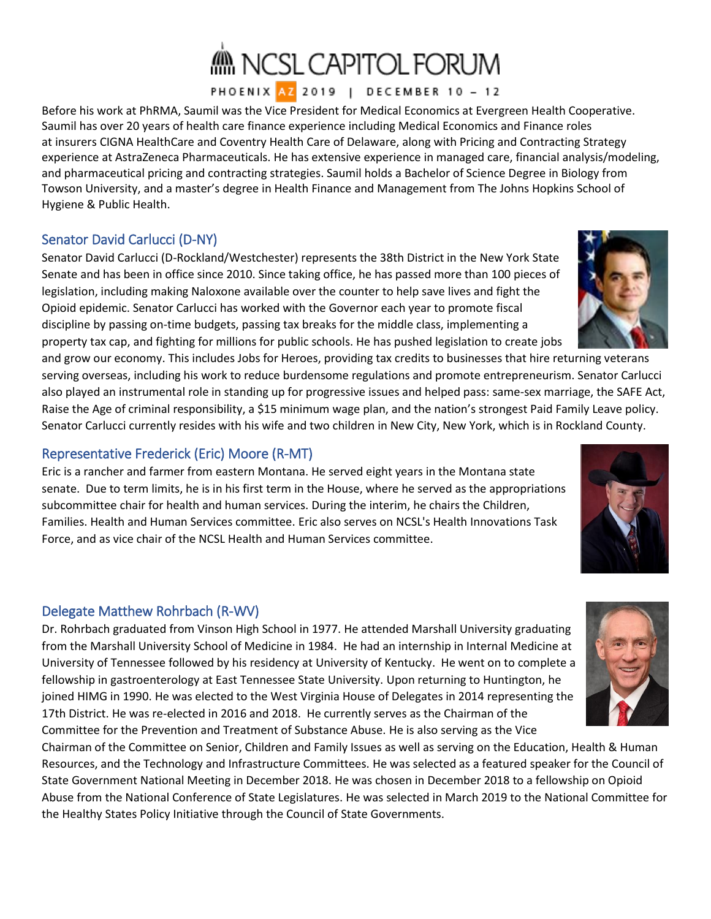Before his work at PhRMA, Saumil was the Vice President for Medical Economics at Evergreen Health Cooperative. Saumil has over 20 years of health care finance experience including Medical Economics and Finance roles at insurers CIGNA HealthCare and Coventry Health Care of Delaware, along with Pricing and Contracting Strategy experience at AstraZeneca Pharmaceuticals. He has extensive experience in managed care, financial analysis/modeling, and pharmaceutical pricing and contracting strategies. Saumil holds a Bachelor of Science Degree in Biology from Towson University, and a master's degree in Health Finance and Management from The Johns Hopkins School of Hygiene & Public Health.

## Senator David Carlucci (D-NY)

Senator David Carlucci (D-Rockland/Westchester) represents the 38th District in the New York State Senate and has been in office since 2010. Since taking office, he has passed more than 100 pieces of legislation, including making Naloxone available over the counter to help save lives and fight the Opioid epidemic. Senator Carlucci has worked with the Governor each year to promote fiscal discipline by passing on-time budgets, passing tax breaks for the middle class, implementing a property tax cap, and fighting for millions for public schools. He has pushed legislation to create jobs and grow our economy. This includes Jobs for Heroes, providing tax credits to businesses that hire returning veterans serving overseas, including his work to reduce burdensome regulations and promote entrepreneurism. Senator Carlucci also played an instrumental role in standing up for progressive issues and helped pass: same-sex marriage, the SAFE Act, Raise the Age of criminal responsibility, a $15 minimum wage plan, and the nation's strongest Paid Family Leave policy. Senator Carlucci currently resides with his wife and two children in New City, New York, which is in Rockland County.

## Representative Frederick (Eric) Moore (R-MT)

Eric is a rancher and farmer from eastern Montana. He served eight years in the Montana state senate. Due to term limits, he is in his first term in the House, where he served as the appropriations subcommittee chair for health and human services. During the interim, he chairs the Children, Families. Health and Human Services committee. Eric also serves on NCSL's Health Innovations Task Force, and as vice chair of the NCSL Health and Human Services committee.

## Delegate Matthew Rohrbach (R-WV)

Dr. Rohrbach graduated from Vinson High School in 1977. He attended Marshall University graduating from the Marshall University School of Medicine in 1984. He had an internship in Internal Medicine at University of Tennessee followed by his residency at University of Kentucky. He went on to complete a fellowship in gastroenterology at East Tennessee State University. Upon returning to Huntington, he joined HIMG in 1990. He was elected to the West Virginia House of Delegates in 2014 representing the 17th District. He was re-elected in 2016 and 2018. He currently serves as the Chairman of the Committee for the Prevention and Treatment of Substance Abuse. He is also serving as the Vice Chairman of the Committee on Senior, Children and Family Issues as well as serving on the Education, Health & Human Resources, and the Technology and Infrastructure Committees. He was selected as a featured speaker for the Council of State Government National Meeting in December 2018. He was chosen in December 2018 to a fellowship on Opioid Abuse from the National Conference of State Legislatures. He was selected in March 2019 to the National Committee for the Healthy States Policy Initiative through the Council of State Governments.